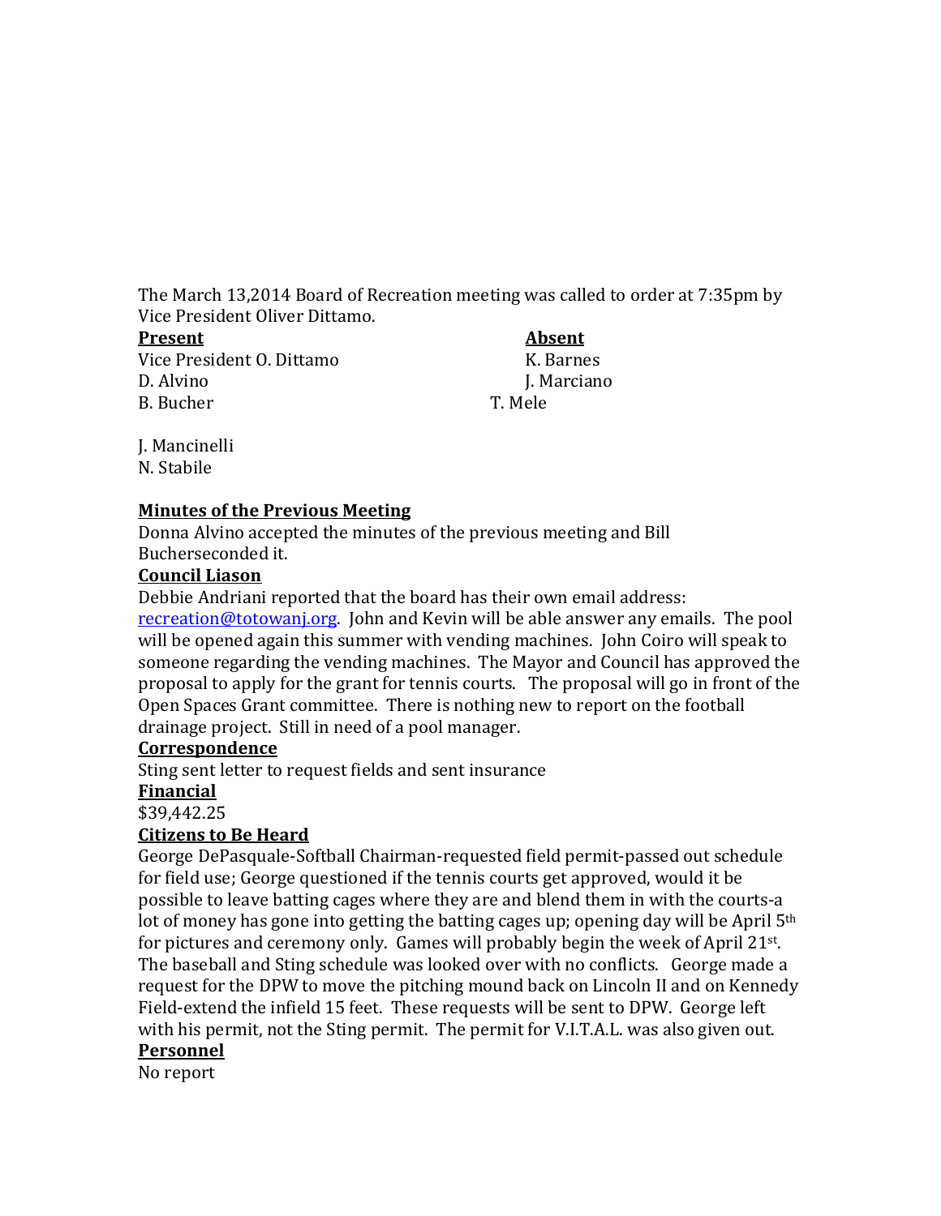The March 13,2014 Board of Recreation meeting was called to order at 7:35pm by Vice President Oliver Dittamo.

| **Present** | **Absent** |
|---|---|
| Vice President O. Dittamo | K. Barnes |
| D. Alvino | J. Marciano |
| B. Bucher | T. Mele |
| J. Mancinelli | |
| N. Stabile | |

**Minutes of the Previous Meeting**

Donna Alvino accepted the minutes of the previous meeting and Bill Bucherseconded it.

**Council Liason**

Debbie Andriani reported that the board has their own email address: recreation@totowanj.org. John and Kevin will be able answer any emails. The pool will be opened again this summer with vending machines. John Coiro will speak to someone regarding the vending machines. The Mayor and Council has approved the proposal to apply for the grant for tennis courts. The proposal will go in front of the Open Spaces Grant committee. There is nothing new to report on the football drainage project. Still in need of a pool manager.

**Correspondence**

Sting sent letter to request fields and sent insurance

**Financial**

$39,442.25

**Citizens to Be Heard**

George DePasquale-Softball Chairman-requested field permit-passed out schedule for field use; George questioned if the tennis courts get approved, would it be possible to leave batting cages where they are and blend them in with the courts-a lot of money has gone into getting the batting cages up; opening day will be April 5th for pictures and ceremony only. Games will probably begin the week of April 21st. The baseball and Sting schedule was looked over with no conflicts. George made a request for the DPW to move the pitching mound back on Lincoln II and on Kennedy Field-extend the infield 15 feet. These requests will be sent to DPW. George left with his permit, not the Sting permit. The permit for V.I.T.A.L. was also given out.

**Personnel**

No report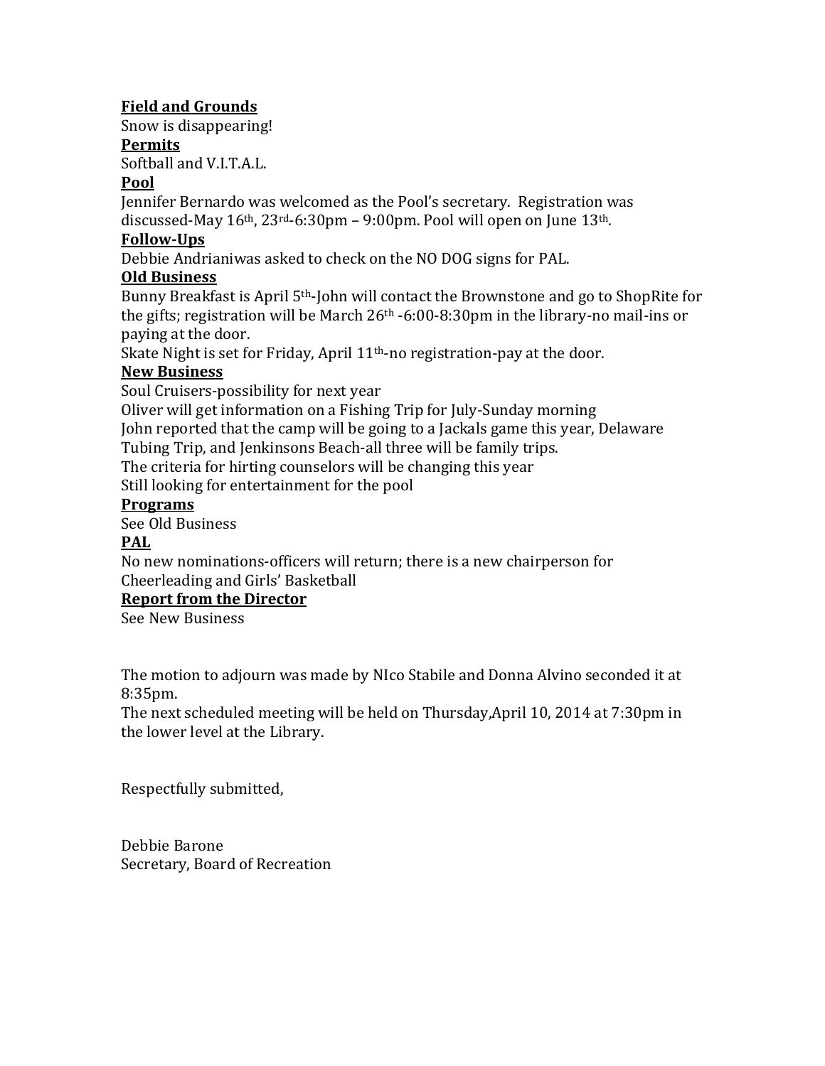**Field and Grounds**

Snow is disappearing!

**Permits**

Softball and V.I.T.A.L.

**Pool**

Jennifer Bernardo was welcomed as the Pool's secretary. Registration was discussed-May 16th, 23rd-6:30pm – 9:00pm. Pool will open on June 13th.

**Follow-Ups**

Debbie Andrianiwas asked to check on the NO DOG signs for PAL.

**Old Business**

Bunny Breakfast is April 5th-John will contact the Brownstone and go to ShopRite for the gifts; registration will be March 26th -6:00-8:30pm in the library-no mail-ins or paying at the door.

Skate Night is set for Friday, April 11th-no registration-pay at the door.

**New Business**

Soul Cruisers-possibility for next year

Oliver will get information on a Fishing Trip for July-Sunday morning

John reported that the camp will be going to a Jackals game this year, Delaware Tubing Trip, and Jenkinsons Beach-all three will be family trips.

The criteria for hirting counselors will be changing this year

Still looking for entertainment for the pool

**Programs**

See Old Business

**PAL**

No new nominations-officers will return; there is a new chairperson for Cheerleading and Girls' Basketball

**Report from the Director**

See New Business

The motion to adjourn was made by NIco Stabile and Donna Alvino seconded it at 8:35pm.

The next scheduled meeting will be held on Thursday,April 10, 2014 at 7:30pm in the lower level at the Library.

Respectfully submitted,

Debbie Barone
Secretary, Board of Recreation